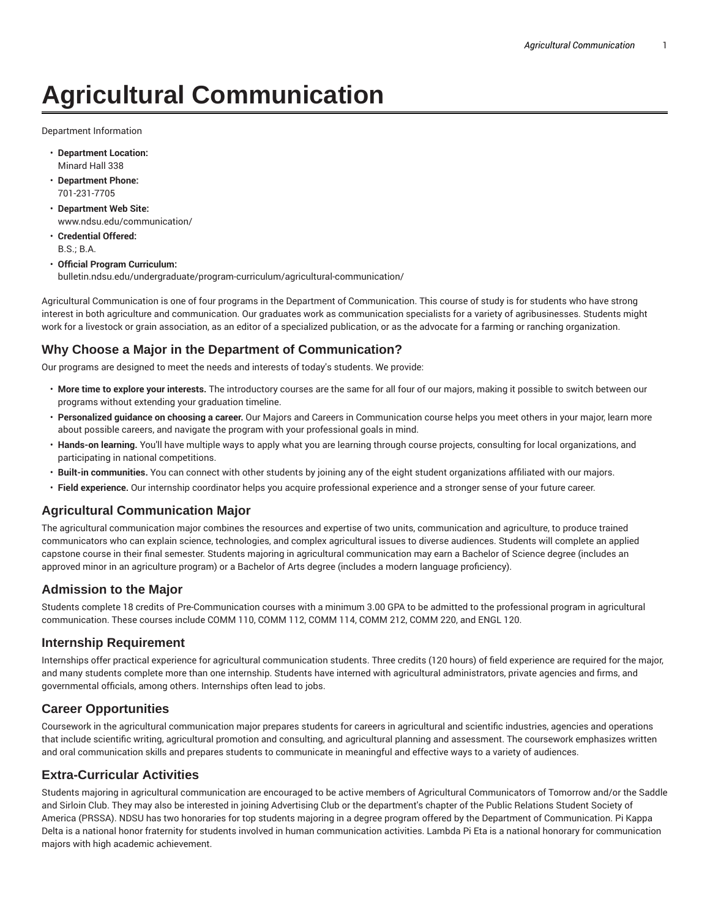# Agricultural Communication

Department Information

- **Department Location:**
  Minard Hall 338
- **Department Phone:**
  701-231-7705
- **Department Web Site:**
  www.ndsu.edu/communication/
- **Credential Offered:**
  B.S.; B.A.
- **Official Program Curriculum:**
  bulletin.ndsu.edu/undergraduate/program-curriculum/agricultural-communication/

Agricultural Communication is one of four programs in the Department of Communication. This course of study is for students who have strong interest in both agriculture and communication. Our graduates work as communication specialists for a variety of agribusinesses. Students might work for a livestock or grain association, as an editor of a specialized publication, or as the advocate for a farming or ranching organization.

## Why Choose a Major in the Department of Communication?

Our programs are designed to meet the needs and interests of today's students. We provide:

- **More time to explore your interests.** The introductory courses are the same for all four of our majors, making it possible to switch between our programs without extending your graduation timeline.
- **Personalized guidance on choosing a career.** Our Majors and Careers in Communication course helps you meet others in your major, learn more about possible careers, and navigate the program with your professional goals in mind.
- **Hands-on learning.** You'll have multiple ways to apply what you are learning through course projects, consulting for local organizations, and participating in national competitions.
- **Built-in communities.** You can connect with other students by joining any of the eight student organizations affiliated with our majors.
- **Field experience.** Our internship coordinator helps you acquire professional experience and a stronger sense of your future career.

## Agricultural Communication Major

The agricultural communication major combines the resources and expertise of two units, communication and agriculture, to produce trained communicators who can explain science, technologies, and complex agricultural issues to diverse audiences. Students will complete an applied capstone course in their final semester. Students majoring in agricultural communication may earn a Bachelor of Science degree (includes an approved minor in an agriculture program) or a Bachelor of Arts degree (includes a modern language proficiency).

## Admission to the Major

Students complete 18 credits of Pre-Communication courses with a minimum 3.00 GPA to be admitted to the professional program in agricultural communication. These courses include COMM 110, COMM 112, COMM 114, COMM 212, COMM 220, and ENGL 120.

## Internship Requirement

Internships offer practical experience for agricultural communication students. Three credits (120 hours) of field experience are required for the major, and many students complete more than one internship. Students have interned with agricultural administrators, private agencies and firms, and governmental officials, among others. Internships often lead to jobs.

## Career Opportunities

Coursework in the agricultural communication major prepares students for careers in agricultural and scientific industries, agencies and operations that include scientific writing, agricultural promotion and consulting, and agricultural planning and assessment. The coursework emphasizes written and oral communication skills and prepares students to communicate in meaningful and effective ways to a variety of audiences.

## Extra-Curricular Activities

Students majoring in agricultural communication are encouraged to be active members of Agricultural Communicators of Tomorrow and/or the Saddle and Sirloin Club. They may also be interested in joining Advertising Club or the department's chapter of the Public Relations Student Society of America (PRSSA). NDSU has two honoraries for top students majoring in a degree program offered by the Department of Communication. Pi Kappa Delta is a national honor fraternity for students involved in human communication activities. Lambda Pi Eta is a national honorary for communication majors with high academic achievement.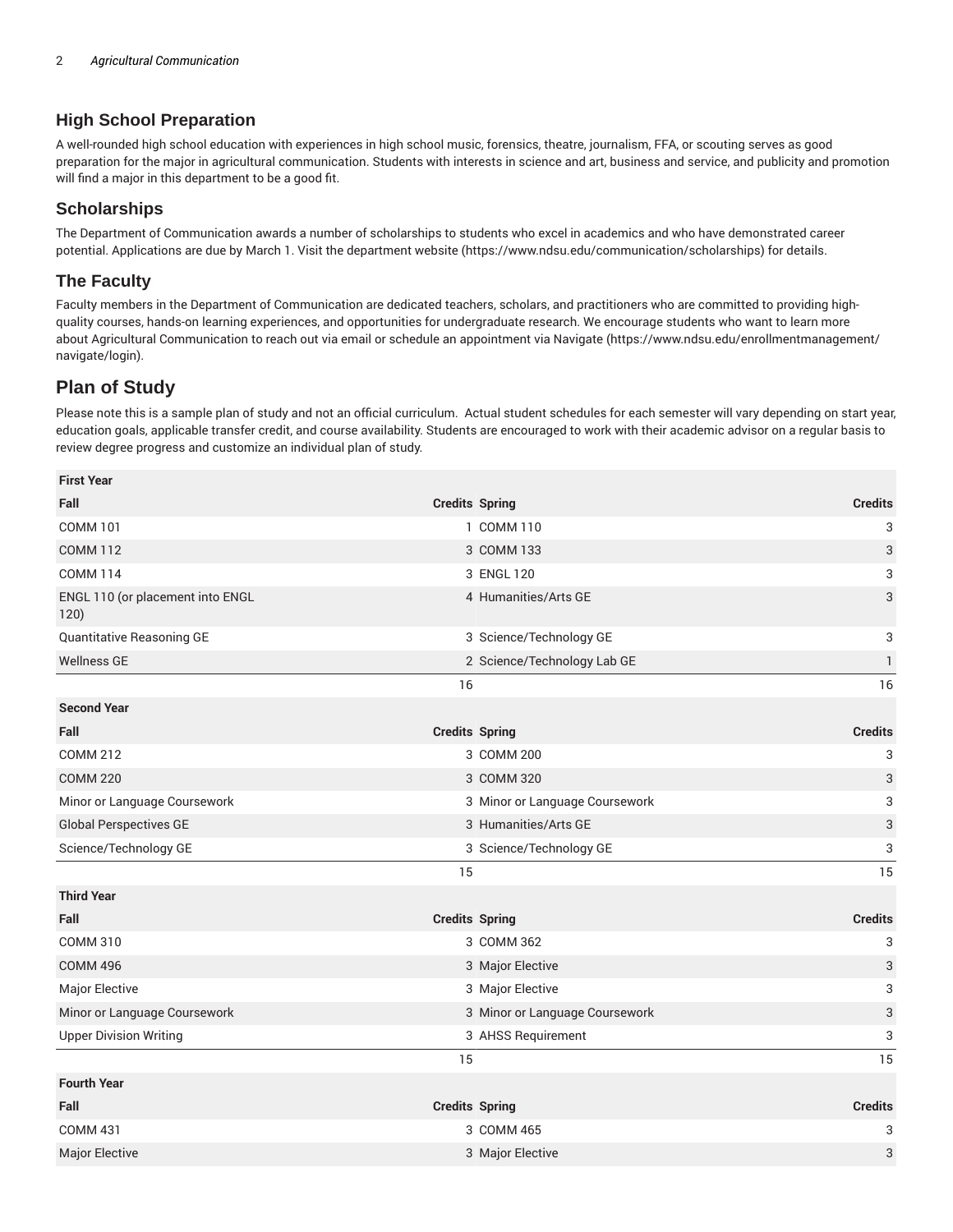## High School Preparation

A well-rounded high school education with experiences in high school music, forensics, theatre, journalism, FFA, or scouting serves as good preparation for the major in agricultural communication. Students with interests in science and art, business and service, and publicity and promotion will find a major in this department to be a good fit.

## Scholarships

The Department of Communication awards a number of scholarships to students who excel in academics and who have demonstrated career potential. Applications are due by March 1. Visit the department website (https://www.ndsu.edu/communication/scholarships) for details.

## The Faculty

Faculty members in the Department of Communication are dedicated teachers, scholars, and practitioners who are committed to providing high-quality courses, hands-on learning experiences, and opportunities for undergraduate research. We encourage students who want to learn more about Agricultural Communication to reach out via email or schedule an appointment via Navigate (https://www.ndsu.edu/enrollmentmanagement/navigate/login).

# Plan of Study

Please note this is a sample plan of study and not an official curriculum. Actual student schedules for each semester will vary depending on start year, education goals, applicable transfer credit, and course availability. Students are encouraged to work with their academic advisor on a regular basis to review degree progress and customize an individual plan of study.

| First Year | | | |
|---|---|---|---|
| **Fall** | **Credits** | **Spring** | **Credits** |
| COMM 101 | 1 | COMM 110 | 3 |
| COMM 112 | 3 | COMM 133 | 3 |
| COMM 114 | 3 | ENGL 120 | 3 |
| ENGL 110 (or placement into ENGL 120) | 4 | Humanities/Arts GE | 3 |
| Quantitative Reasoning GE | 3 | Science/Technology GE | 3 |
| Wellness GE | 2 | Science/Technology Lab GE | 1 |
| | 16 | | 16 |
| **Second Year** | | | |
| **Fall** | **Credits** | **Spring** | **Credits** |
| COMM 212 | 3 | COMM 200 | 3 |
| COMM 220 | 3 | COMM 320 | 3 |
| Minor or Language Coursework | 3 | Minor or Language Coursework | 3 |
| Global Perspectives GE | 3 | Humanities/Arts GE | 3 |
| Science/Technology GE | 3 | Science/Technology GE | 3 |
| | 15 | | 15 |
| **Third Year** | | | |
| **Fall** | **Credits** | **Spring** | **Credits** |
| COMM 310 | 3 | COMM 362 | 3 |
| COMM 496 | 3 | Major Elective | 3 |
| Major Elective | 3 | Major Elective | 3 |
| Minor or Language Coursework | 3 | Minor or Language Coursework | 3 |
| Upper Division Writing | 3 | AHSS Requirement | 3 |
| | 15 | | 15 |
| **Fourth Year** | | | |
| **Fall** | **Credits** | **Spring** | **Credits** |
| COMM 431 | 3 | COMM 465 | 3 |
| Major Elective | 3 | Major Elective | 3 |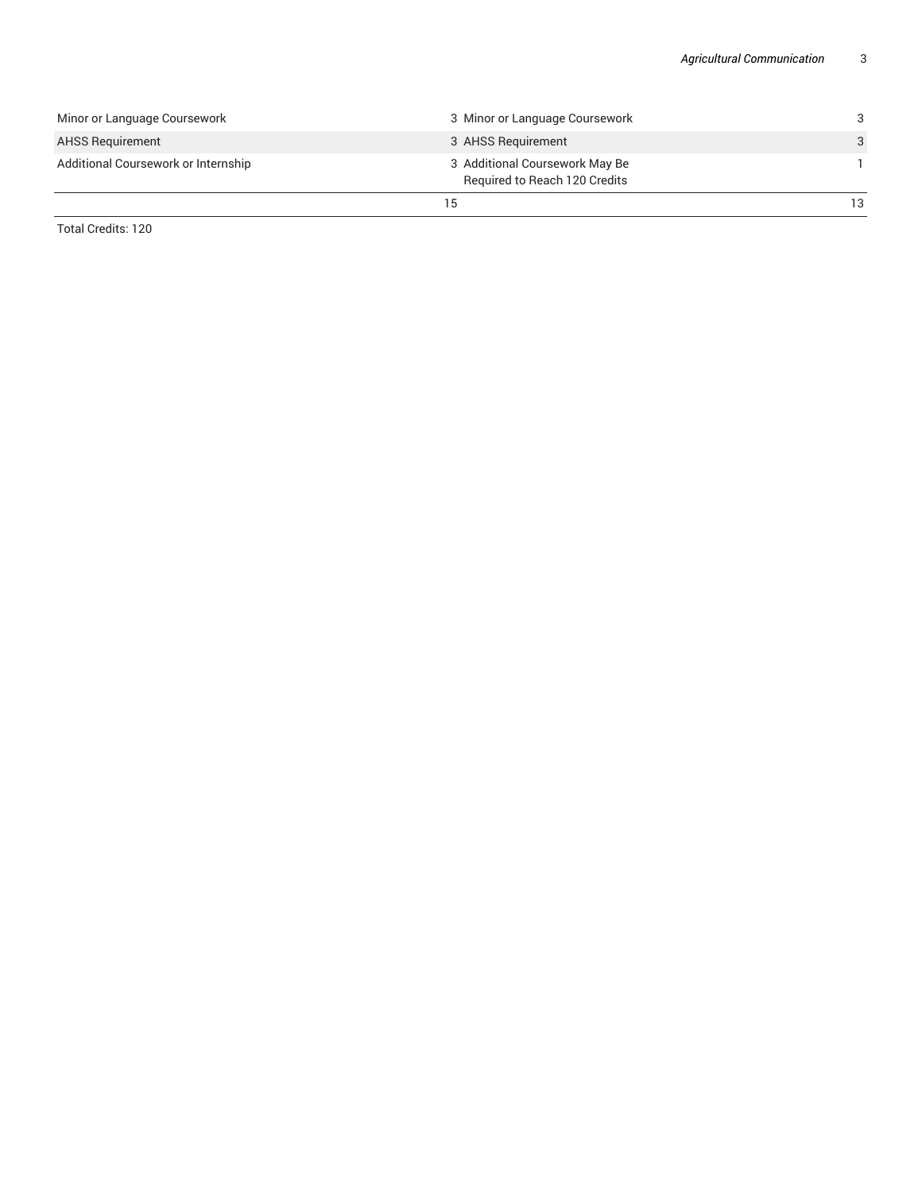| | | | |
|---|---|---|---|
| Minor or Language Coursework | 3 | Minor or Language Coursework | 3 |
| AHSS Requirement | 3 | AHSS Requirement | 3 |
| Additional Coursework or Internship | 3 | Additional Coursework May Be Required to Reach 120 Credits | 1 |
| | 15 | | 13 |

Total Credits: 120